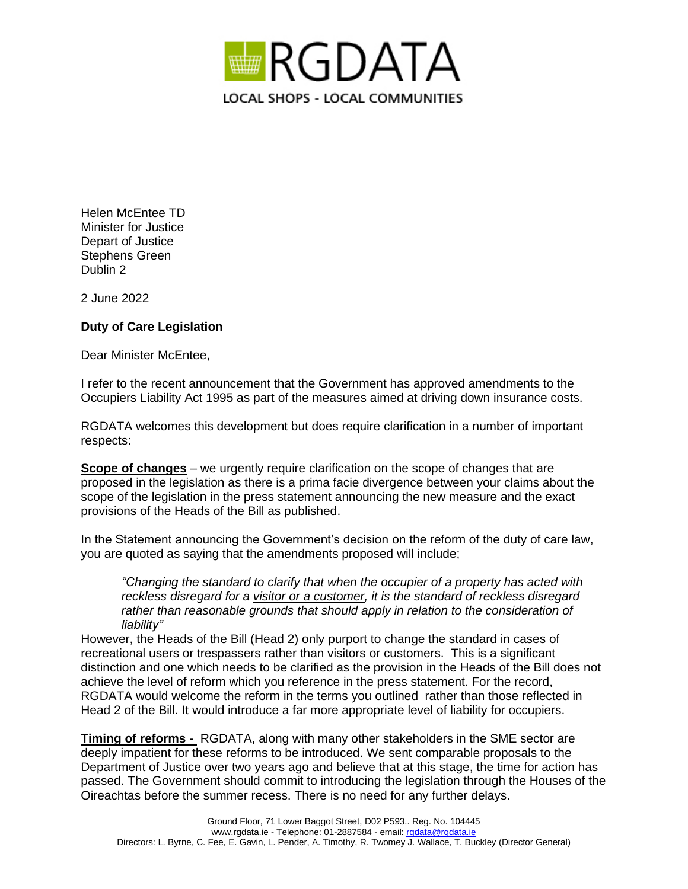RGDATA

LOCAL SHOPS - LOCAL COMMUNITIES

Helen McEntee TD
Minister for Justice
Depart of Justice
Stephens Green
Dublin 2

2 June 2022

**Duty of Care Legislation**

Dear Minister McEntee,

I refer to the recent announcement that the Government has approved amendments to the Occupiers Liability Act 1995 as part of the measures aimed at driving down insurance costs.

RGDATA welcomes this development but does require clarification in a number of important respects:

**Scope of changes** – we urgently require clarification on the scope of changes that are proposed in the legislation as there is a prima facie divergence between your claims about the scope of the legislation in the press statement announcing the new measure and the exact provisions of the Heads of the Bill as published.

In the Statement announcing the Government's decision on the reform of the duty of care law, you are quoted as saying that the amendments proposed will include;

> *"Changing the standard to clarify that when the occupier of a property has acted with reckless disregard for a visitor or a customer, it is the standard of reckless disregard rather than reasonable grounds that should apply in relation to the consideration of liability"*

However, the Heads of the Bill (Head 2) only purport to change the standard in cases of recreational users or trespassers rather than visitors or customers. This is a significant distinction and one which needs to be clarified as the provision in the Heads of the Bill does not achieve the level of reform which you reference in the press statement. For the record, RGDATA would welcome the reform in the terms you outlined rather than those reflected in Head 2 of the Bill. It would introduce a far more appropriate level of liability for occupiers.

**Timing of reforms -** RGDATA, along with many other stakeholders in the SME sector are deeply impatient for these reforms to be introduced. We sent comparable proposals to the Department of Justice over two years ago and believe that at this stage, the time for action has passed. The Government should commit to introducing the legislation through the Houses of the Oireachtas before the summer recess. There is no need for any further delays.

Ground Floor, 71 Lower Baggot Street, D02 P593.. Reg. No. 104445
www.rgdata.ie - Telephone: 01-2887584 - email: rgdata@rgdata.ie
Directors: L. Byrne, C. Fee, E. Gavin, L. Pender, A. Timothy, R. Twomey J. Wallace, T. Buckley (Director General)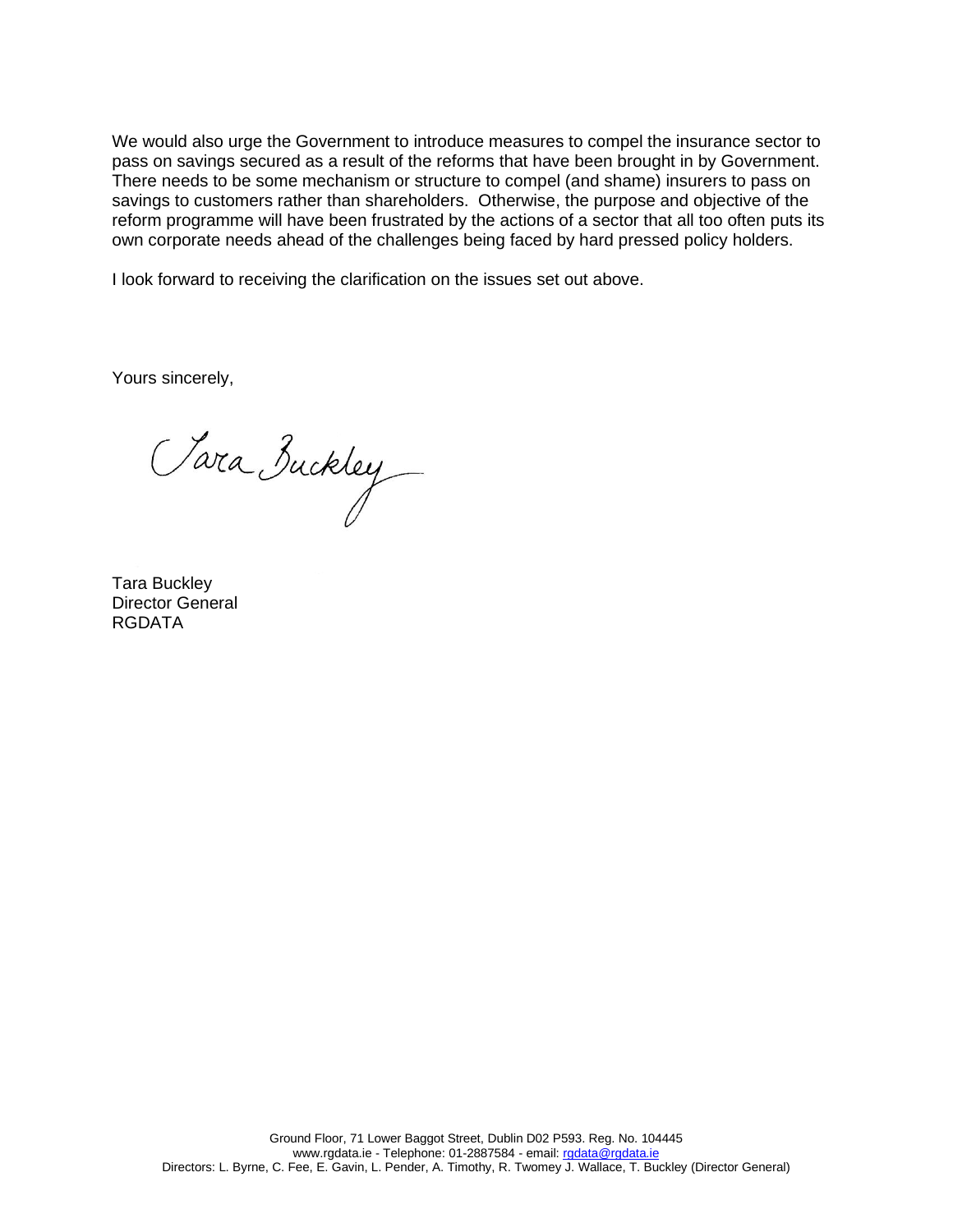We would also urge the Government to introduce measures to compel the insurance sector to pass on savings secured as a result of the reforms that have been brought in by Government. There needs to be some mechanism or structure to compel (and shame) insurers to pass on savings to customers rather than shareholders. Otherwise, the purpose and objective of the reform programme will have been frustrated by the actions of a sector that all too often puts its own corporate needs ahead of the challenges being faced by hard pressed policy holders.

I look forward to receiving the clarification on the issues set out above.

Yours sincerely,

Tara Buckley

Tara Buckley
Director General
RGDATA

Ground Floor, 71 Lower Baggot Street, Dublin D02 P593. Reg. No. 104445
www.rgdata.ie - Telephone: 01-2887584 - email: rgdata@rgdata.ie
Directors: L. Byrne, C. Fee, E. Gavin, L. Pender, A. Timothy, R. Twomey J. Wallace, T. Buckley (Director General)